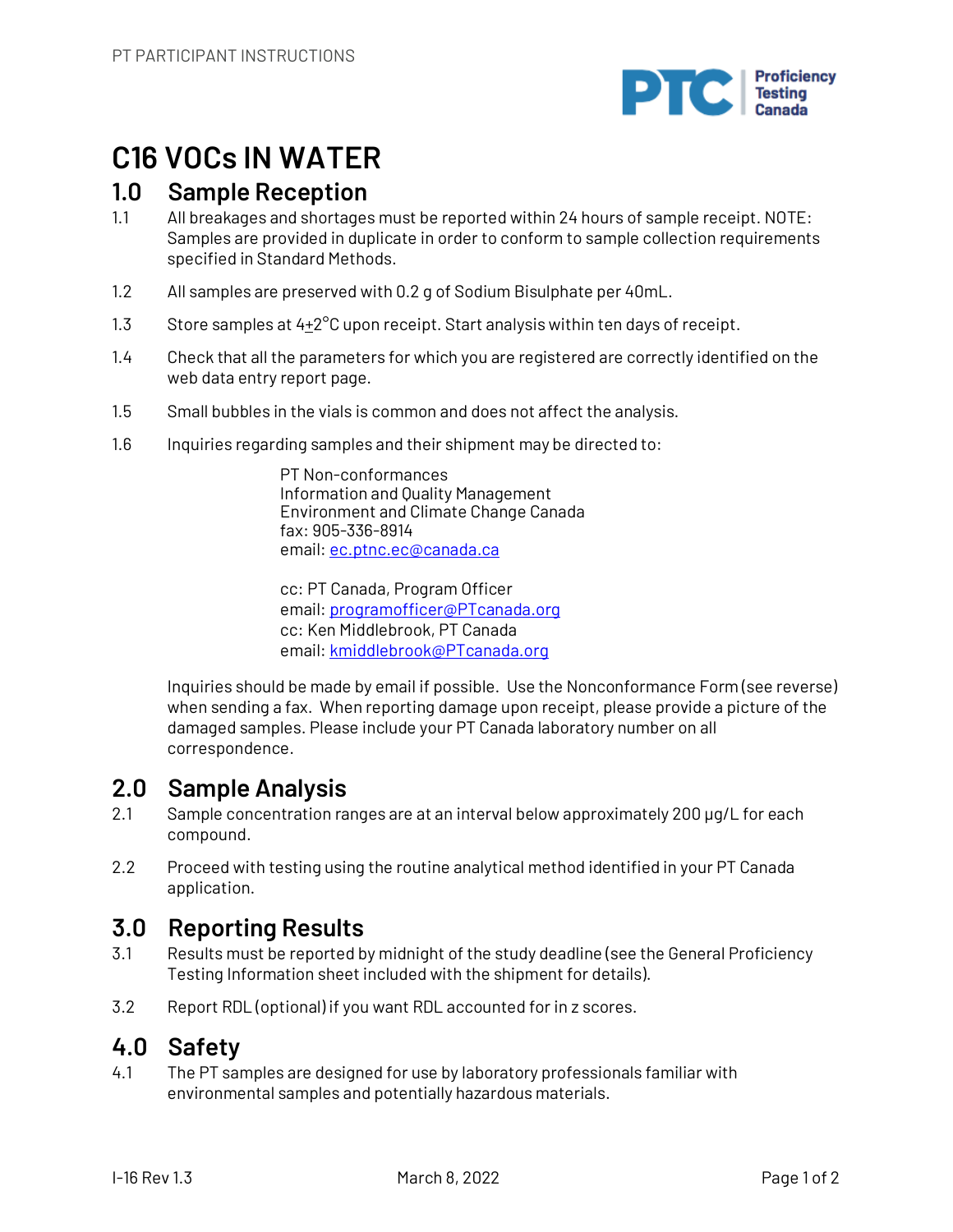# C16 VOCs IN WATER

## 1.0 Sample Reception

1.1 All breakages and shortages must be reported within 24 hours of sample receipt. NOTE: Samples are provided in duplicate in order to conform to sample collection requirements specified in Standard Methods.

1.2 All samples are preserved with 0.2 g of Sodium Bisulphate per 40mL.

1.3 Store samples at 4±2°C upon receipt. Start analysis within ten days of receipt.

1.4 Check that all the parameters for which you are registered are correctly identified on the web data entry report page.

1.5 Small bubbles in the vials is common and does not affect the analysis.

1.6 Inquiries regarding samples and their shipment may be directed to:

PT Non-conformances
Information and Quality Management
Environment and Climate Change Canada
fax: 905-336-8914
email: ec.ptnc.ec@canada.ca

cc: PT Canada, Program Officer
email: programofficer@PTcanada.org
cc: Ken Middlebrook, PT Canada
email: kmiddlebrook@PTcanada.org

Inquiries should be made by email if possible. Use the Nonconformance Form (see reverse) when sending a fax. When reporting damage upon receipt, please provide a picture of the damaged samples. Please include your PT Canada laboratory number on all correspondence.

## 2.0 Sample Analysis

2.1 Sample concentration ranges are at an interval below approximately 200 µg/L for each compound.

2.2 Proceed with testing using the routine analytical method identified in your PT Canada application.

## 3.0 Reporting Results

3.1 Results must be reported by midnight of the study deadline (see the General Proficiency Testing Information sheet included with the shipment for details).

3.2 Report RDL (optional) if you want RDL accounted for in z scores.

## 4.0 Safety

4.1 The PT samples are designed for use by laboratory professionals familiar with environmental samples and potentially hazardous materials.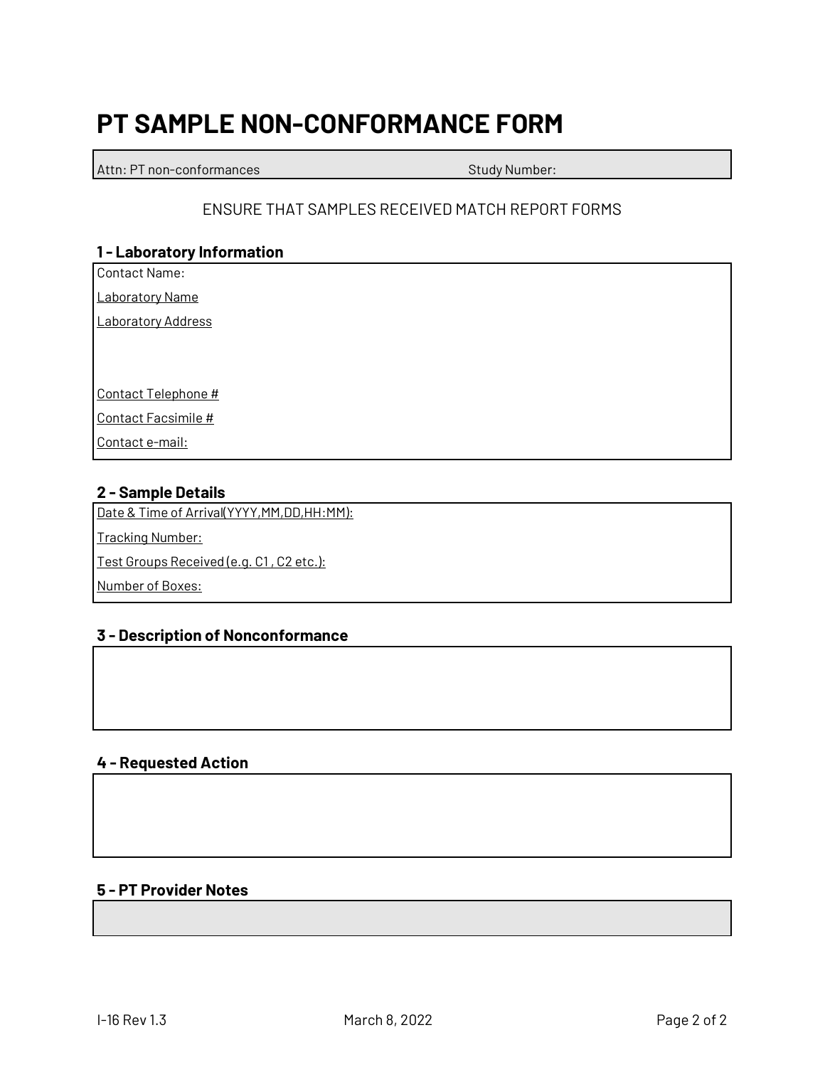# PT SAMPLE NON-CONFORMANCE FORM

Attn: PT non-conformances Study Number:

ENSURE THAT SAMPLES RECEIVED MATCH REPORT FORMS

## 1 - Laboratory Information

Contact Name:

Laboratory Name

Laboratory Address

Contact Telephone #

Contact Facsimile #

Contact e-mail:

## 2 - Sample Details

Date & Time of Arrival(YYYY,MM,DD,HH:MM):

Tracking Number:

Test Groups Received (e.g. C1 , C2 etc.):

Number of Boxes:

## 3 - Description of Nonconformance

## 4 - Requested Action

## 5 - PT Provider Notes

I-16 Rev 1.3 March 8, 2022